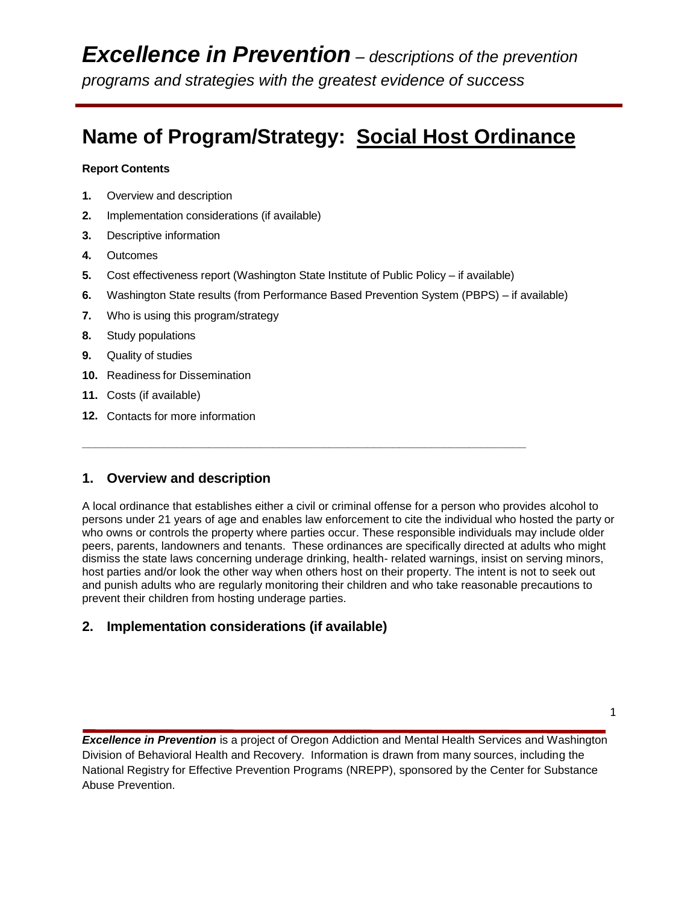# ***Excellence in Prevention*** *– descriptions of the prevention programs and strategies with the greatest evidence of success*

## Name of Program/Strategy: Social Host Ordinance

**Report Contents**

1. Overview and description
2. Implementation considerations (if available)
3. Descriptive information
4. Outcomes
5. Cost effectiveness report (Washington State Institute of Public Policy – if available)
6. Washington State results (from Performance Based Prevention System (PBPS) – if available)
7. Who is using this program/strategy
8. Study populations
9. Quality of studies
10. Readiness for Dissemination
11. Costs (if available)
12. Contacts for more information

---

### 1. Overview and description

A local ordinance that establishes either a civil or criminal offense for a person who provides alcohol to persons under 21 years of age and enables law enforcement to cite the individual who hosted the party or who owns or controls the property where parties occur. These responsible individuals may include older peers, parents, landowners and tenants. These ordinances are specifically directed at adults who might dismiss the state laws concerning underage drinking, health- related warnings, insist on serving minors, host parties and/or look the other way when others host on their property. The intent is not to seek out and punish adults who are regularly monitoring their children and who take reasonable precautions to prevent their children from hosting underage parties.

### 2. Implementation considerations (if available)

***Excellence in Prevention*** is a project of Oregon Addiction and Mental Health Services and Washington Division of Behavioral Health and Recovery. Information is drawn from many sources, including the National Registry for Effective Prevention Programs (NREPP), sponsored by the Center for Substance Abuse Prevention.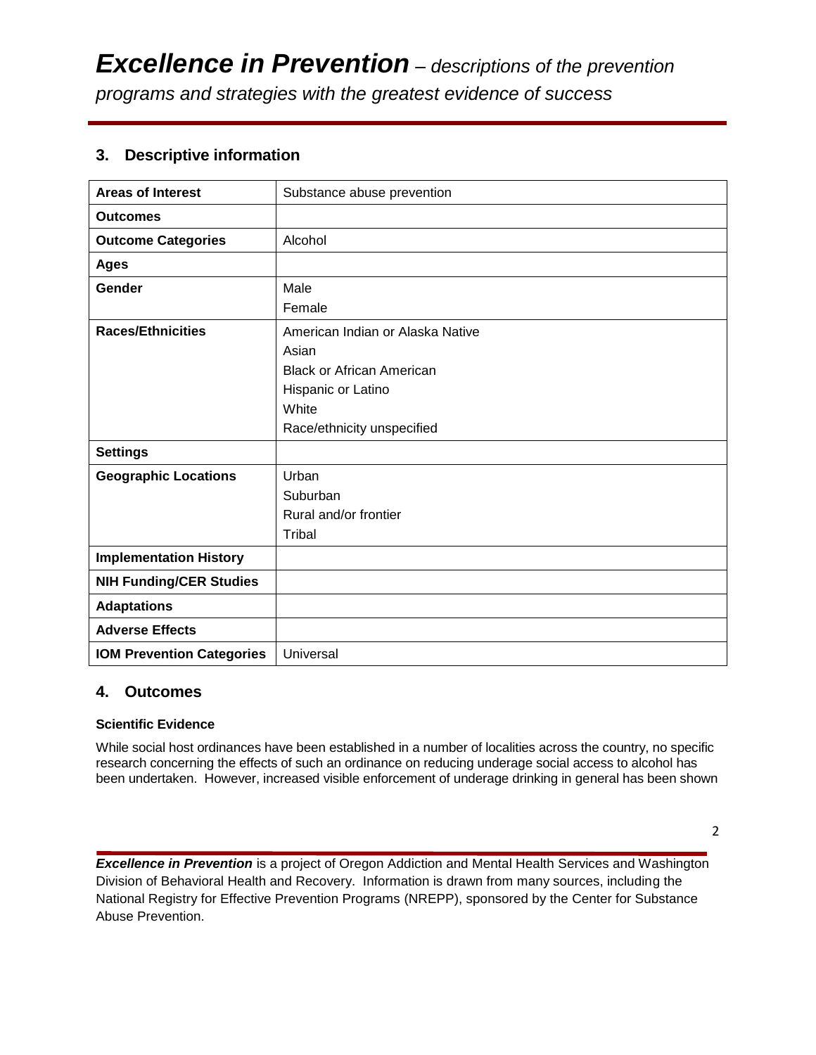## 3. Descriptive information

| Areas of Interest | Substance abuse prevention |
|---|---|
| Outcomes | |
| Outcome Categories | Alcohol |
| Ages | |
| Gender | Male<br>Female |
| Races/Ethnicities | American Indian or Alaska Native<br>Asian<br>Black or African American<br>Hispanic or Latino<br>White<br>Race/ethnicity unspecified |
| Settings | |
| Geographic Locations | Urban<br>Suburban<br>Rural and/or frontier<br>Tribal |
| Implementation History | |
| NIH Funding/CER Studies | |
| Adaptations | |
| Adverse Effects | |
| IOM Prevention Categories | Universal |

## 4. Outcomes

**Scientific Evidence**

While social host ordinances have been established in a number of localities across the country, no specific research concerning the effects of such an ordinance on reducing underage social access to alcohol has been undertaken. However, increased visible enforcement of underage drinking in general has been shown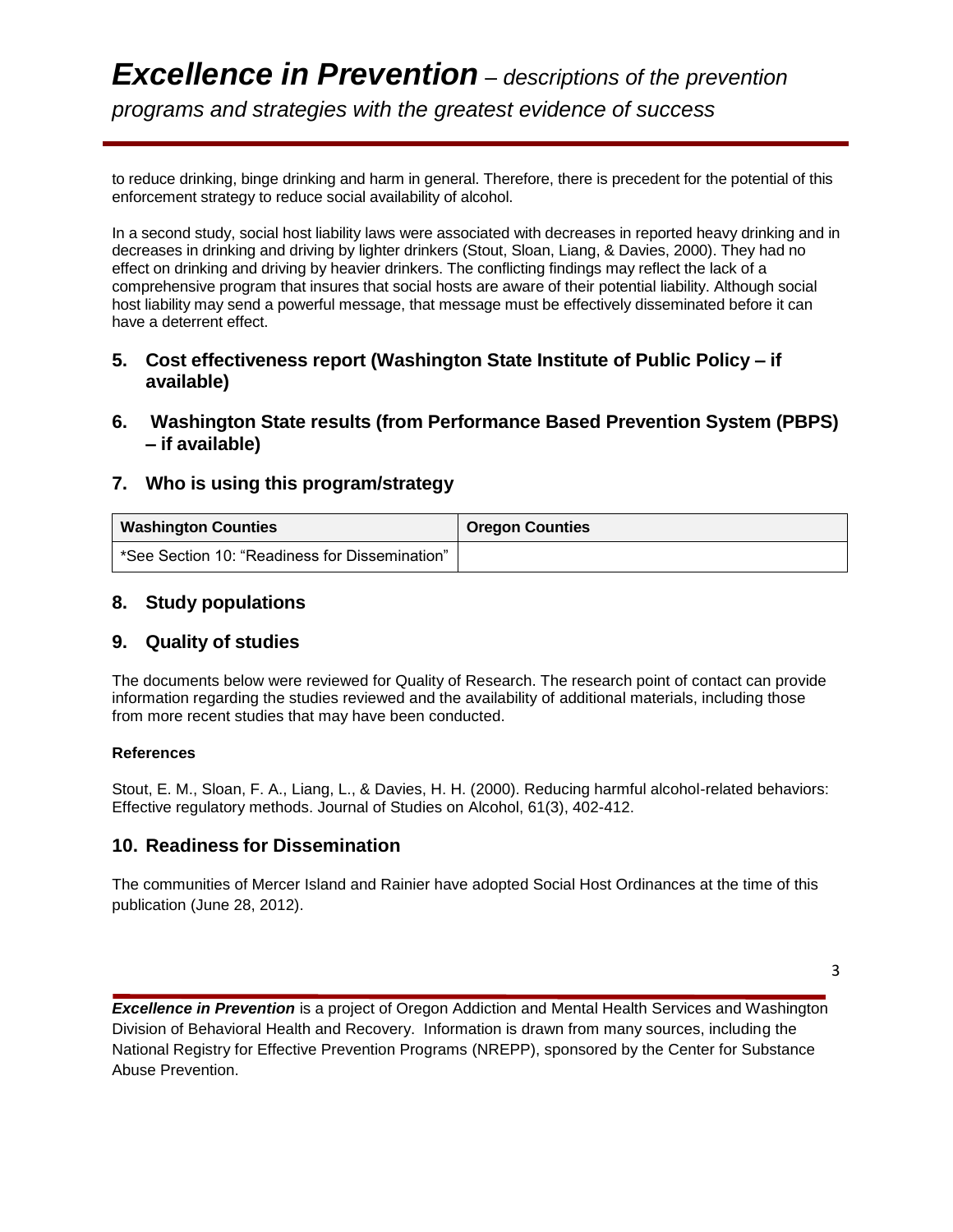to reduce drinking, binge drinking and harm in general. Therefore, there is precedent for the potential of this enforcement strategy to reduce social availability of alcohol.

In a second study, social host liability laws were associated with decreases in reported heavy drinking and in decreases in drinking and driving by lighter drinkers (Stout, Sloan, Liang, & Davies, 2000). They had no effect on drinking and driving by heavier drinkers. The conflicting findings may reflect the lack of a comprehensive program that insures that social hosts are aware of their potential liability. Although social host liability may send a powerful message, that message must be effectively disseminated before it can have a deterrent effect.

## 5. Cost effectiveness report (Washington State Institute of Public Policy – if available)

## 6. Washington State results (from Performance Based Prevention System (PBPS) – if available)

## 7. Who is using this program/strategy

| Washington Counties | Oregon Counties |
|---|---|
| *See Section 10: "Readiness for Dissemination" | |

## 8. Study populations

## 9. Quality of studies

The documents below were reviewed for Quality of Research. The research point of contact can provide information regarding the studies reviewed and the availability of additional materials, including those from more recent studies that may have been conducted.

**References**

Stout, E. M., Sloan, F. A., Liang, L., & Davies, H. H. (2000). Reducing harmful alcohol-related behaviors: Effective regulatory methods. Journal of Studies on Alcohol, 61(3), 402-412.

## 10. Readiness for Dissemination

The communities of Mercer Island and Rainier have adopted Social Host Ordinances at the time of this publication (June 28, 2012).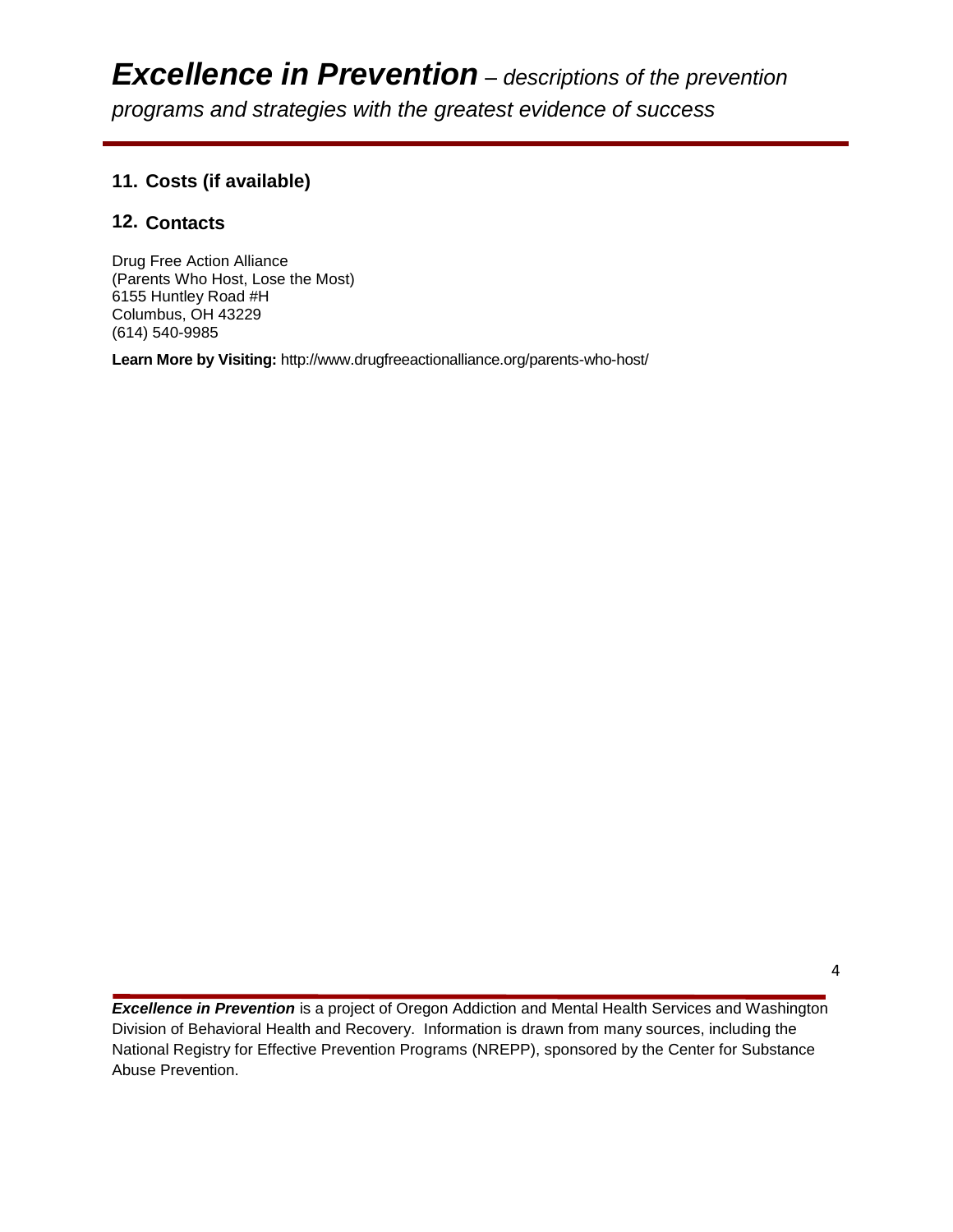## 11. Costs (if available)

## 12. Contacts

Drug Free Action Alliance
(Parents Who Host, Lose the Most)
6155 Huntley Road #H
Columbus, OH 43229
(614) 540-9985

**Learn More by Visiting:** http://www.drugfreeactionalliance.org/parents-who-host/